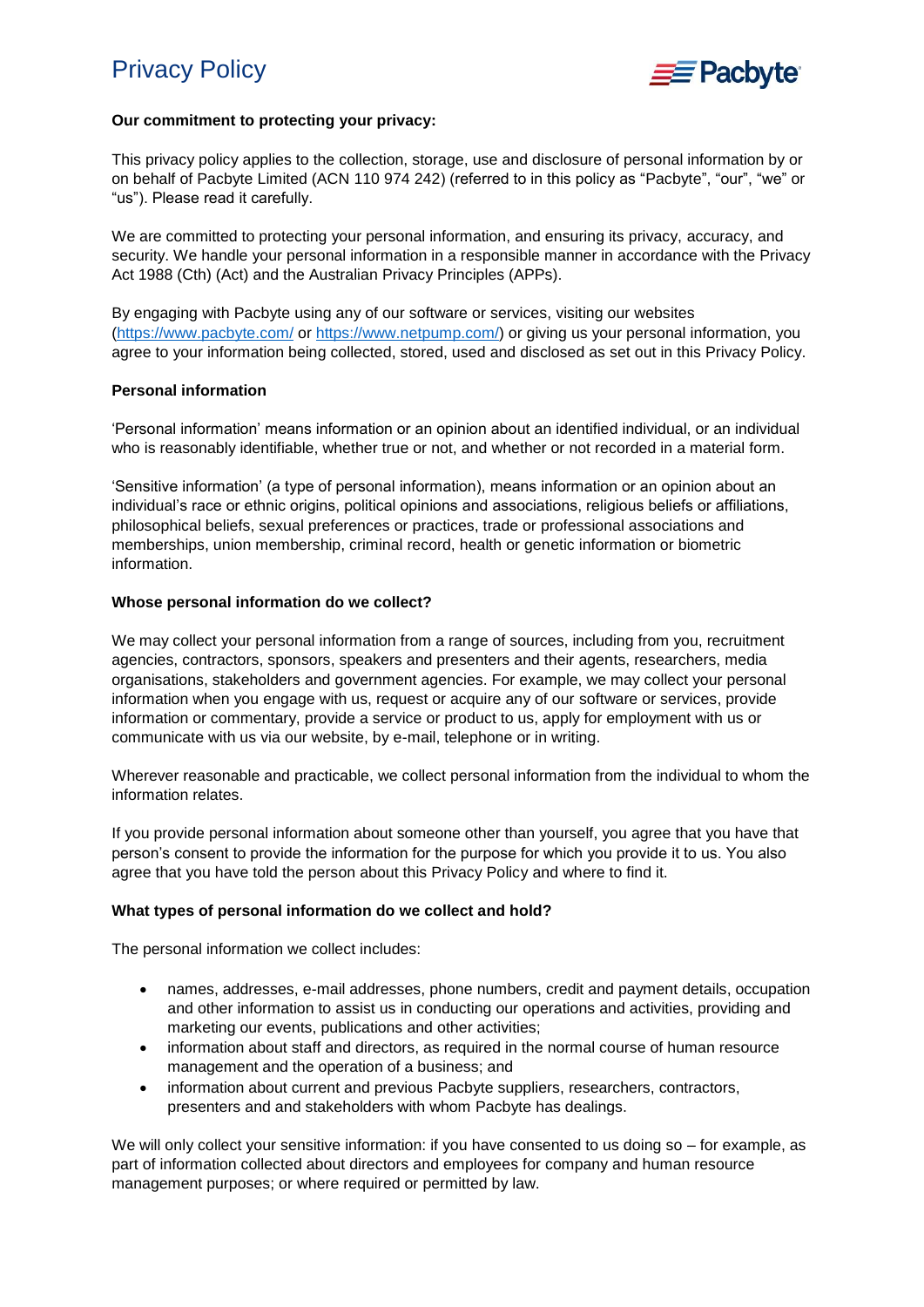# Privacy Policy

**Our commitment to protecting your privacy:**

This privacy policy applies to the collection, storage, use and disclosure of personal information by or on behalf of Pacbyte Limited (ACN 110 974 242) (referred to in this policy as "Pacbyte", "our", "we" or "us"). Please read it carefully.

We are committed to protecting your personal information, and ensuring its privacy, accuracy, and security. We handle your personal information in a responsible manner in accordance with the Privacy Act 1988 (Cth) (Act) and the Australian Privacy Principles (APPs).

By engaging with Pacbyte using any of our software or services, visiting our websites (https://www.pacbyte.com/ or https://www.netpump.com/) or giving us your personal information, you agree to your information being collected, stored, used and disclosed as set out in this Privacy Policy.

**Personal information**

'Personal information' means information or an opinion about an identified individual, or an individual who is reasonably identifiable, whether true or not, and whether or not recorded in a material form.

'Sensitive information' (a type of personal information), means information or an opinion about an individual's race or ethnic origins, political opinions and associations, religious beliefs or affiliations, philosophical beliefs, sexual preferences or practices, trade or professional associations and memberships, union membership, criminal record, health or genetic information or biometric information.

**Whose personal information do we collect?**

We may collect your personal information from a range of sources, including from you, recruitment agencies, contractors, sponsors, speakers and presenters and their agents, researchers, media organisations, stakeholders and government agencies. For example, we may collect your personal information when you engage with us, request or acquire any of our software or services, provide information or commentary, provide a service or product to us, apply for employment with us or communicate with us via our website, by e-mail, telephone or in writing.

Wherever reasonable and practicable, we collect personal information from the individual to whom the information relates.

If you provide personal information about someone other than yourself, you agree that you have that person's consent to provide the information for the purpose for which you provide it to us. You also agree that you have told the person about this Privacy Policy and where to find it.

**What types of personal information do we collect and hold?**

The personal information we collect includes:

- names, addresses, e-mail addresses, phone numbers, credit and payment details, occupation and other information to assist us in conducting our operations and activities, providing and marketing our events, publications and other activities;
- information about staff and directors, as required in the normal course of human resource management and the operation of a business; and
- information about current and previous Pacbyte suppliers, researchers, contractors, presenters and and stakeholders with whom Pacbyte has dealings.

We will only collect your sensitive information: if you have consented to us doing so – for example, as part of information collected about directors and employees for company and human resource management purposes; or where required or permitted by law.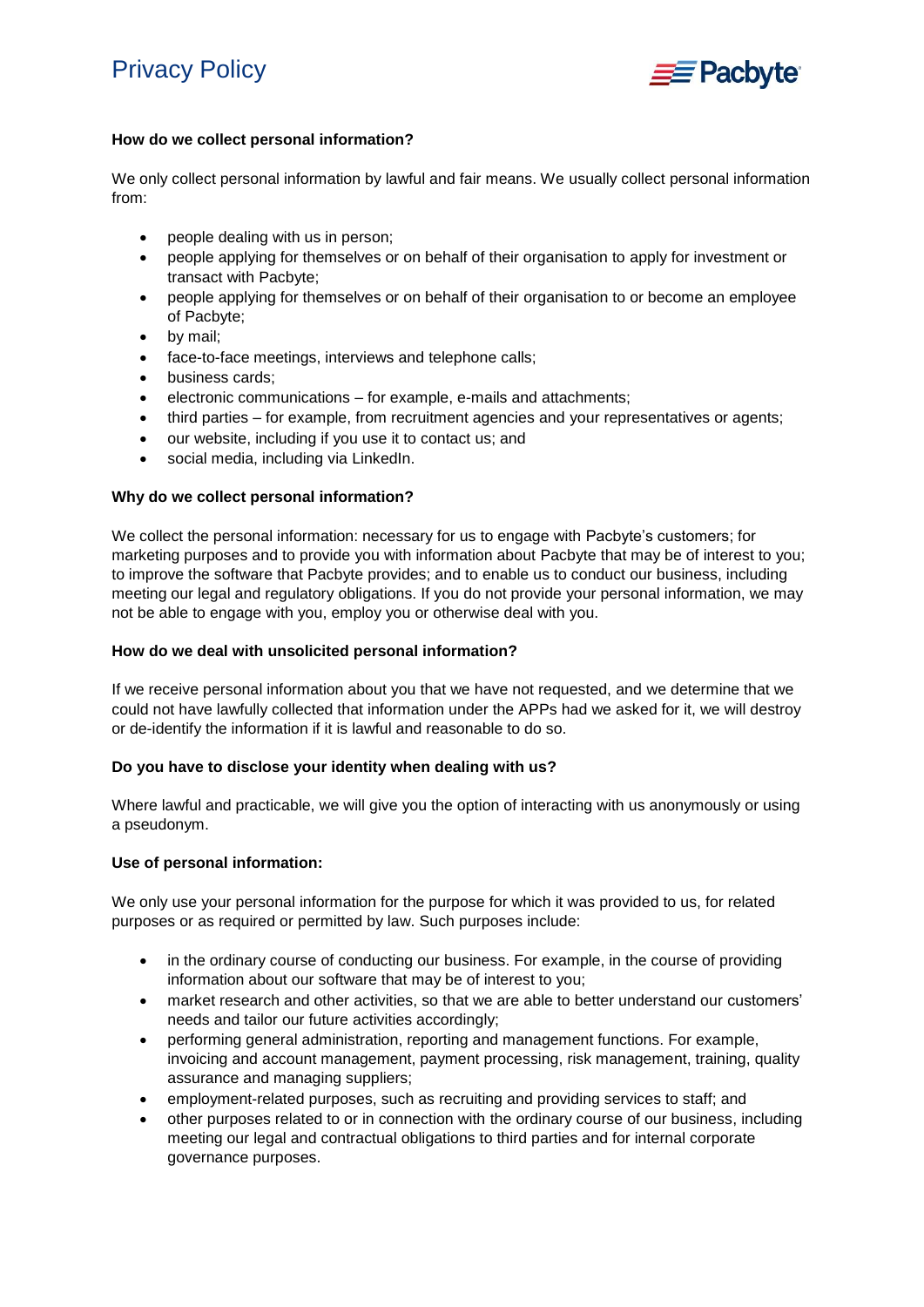**How do we collect personal information?**

We only collect personal information by lawful and fair means. We usually collect personal information from:

- people dealing with us in person;
- people applying for themselves or on behalf of their organisation to apply for investment or transact with Pacbyte;
- people applying for themselves or on behalf of their organisation to or become an employee of Pacbyte;
- by mail;
- face-to-face meetings, interviews and telephone calls;
- business cards;
- electronic communications – for example, e-mails and attachments;
- third parties – for example, from recruitment agencies and your representatives or agents;
- our website, including if you use it to contact us; and
- social media, including via LinkedIn.

**Why do we collect personal information?**

We collect the personal information: necessary for us to engage with Pacbyte's customers; for marketing purposes and to provide you with information about Pacbyte that may be of interest to you; to improve the software that Pacbyte provides; and to enable us to conduct our business, including meeting our legal and regulatory obligations. If you do not provide your personal information, we may not be able to engage with you, employ you or otherwise deal with you.

**How do we deal with unsolicited personal information?**

If we receive personal information about you that we have not requested, and we determine that we could not have lawfully collected that information under the APPs had we asked for it, we will destroy or de-identify the information if it is lawful and reasonable to do so.

**Do you have to disclose your identity when dealing with us?**

Where lawful and practicable, we will give you the option of interacting with us anonymously or using a pseudonym.

**Use of personal information:**

We only use your personal information for the purpose for which it was provided to us, for related purposes or as required or permitted by law. Such purposes include:

- in the ordinary course of conducting our business. For example, in the course of providing information about our software that may be of interest to you;
- market research and other activities, so that we are able to better understand our customers' needs and tailor our future activities accordingly;
- performing general administration, reporting and management functions. For example, invoicing and account management, payment processing, risk management, training, quality assurance and managing suppliers;
- employment-related purposes, such as recruiting and providing services to staff; and
- other purposes related to or in connection with the ordinary course of our business, including meeting our legal and contractual obligations to third parties and for internal corporate governance purposes.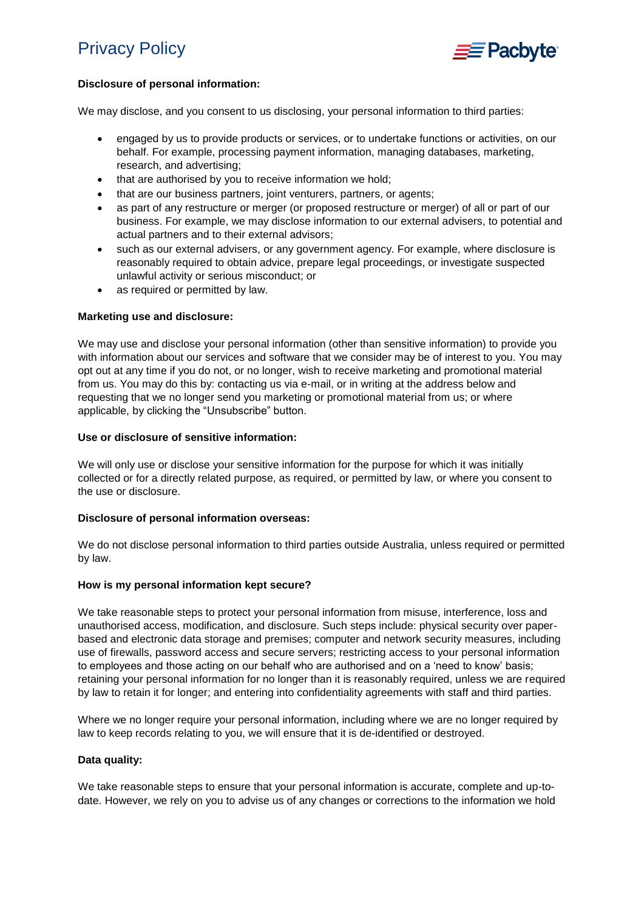**Disclosure of personal information:**

We may disclose, and you consent to us disclosing, your personal information to third parties:

- engaged by us to provide products or services, or to undertake functions or activities, on our behalf. For example, processing payment information, managing databases, marketing, research, and advertising;
- that are authorised by you to receive information we hold;
- that are our business partners, joint venturers, partners, or agents;
- as part of any restructure or merger (or proposed restructure or merger) of all or part of our business. For example, we may disclose information to our external advisers, to potential and actual partners and to their external advisors;
- such as our external advisers, or any government agency. For example, where disclosure is reasonably required to obtain advice, prepare legal proceedings, or investigate suspected unlawful activity or serious misconduct; or
- as required or permitted by law.

**Marketing use and disclosure:**

We may use and disclose your personal information (other than sensitive information) to provide you with information about our services and software that we consider may be of interest to you. You may opt out at any time if you do not, or no longer, wish to receive marketing and promotional material from us. You may do this by: contacting us via e-mail, or in writing at the address below and requesting that we no longer send you marketing or promotional material from us; or where applicable, by clicking the "Unsubscribe" button.

**Use or disclosure of sensitive information:**

We will only use or disclose your sensitive information for the purpose for which it was initially collected or for a directly related purpose, as required, or permitted by law, or where you consent to the use or disclosure.

**Disclosure of personal information overseas:**

We do not disclose personal information to third parties outside Australia, unless required or permitted by law.

**How is my personal information kept secure?**

We take reasonable steps to protect your personal information from misuse, interference, loss and unauthorised access, modification, and disclosure. Such steps include: physical security over paper-based and electronic data storage and premises; computer and network security measures, including use of firewalls, password access and secure servers; restricting access to your personal information to employees and those acting on our behalf who are authorised and on a 'need to know' basis; retaining your personal information for no longer than it is reasonably required, unless we are required by law to retain it for longer; and entering into confidentiality agreements with staff and third parties.

Where we no longer require your personal information, including where we are no longer required by law to keep records relating to you, we will ensure that it is de-identified or destroyed.

**Data quality:**

We take reasonable steps to ensure that your personal information is accurate, complete and up-to-date. However, we rely on you to advise us of any changes or corrections to the information we hold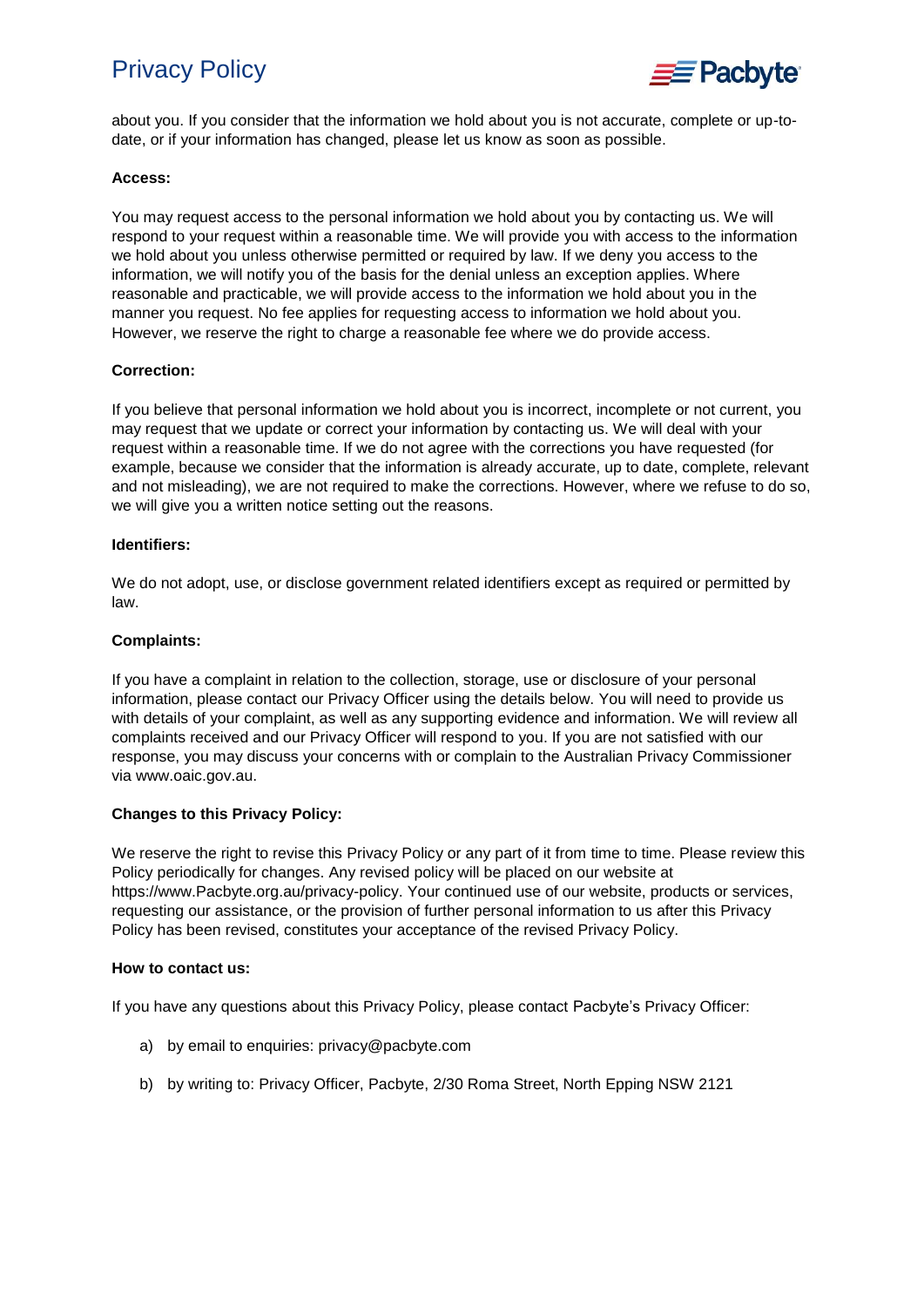about you. If you consider that the information we hold about you is not accurate, complete or up-to-date, or if your information has changed, please let us know as soon as possible.

**Access:**

You may request access to the personal information we hold about you by contacting us. We will respond to your request within a reasonable time. We will provide you with access to the information we hold about you unless otherwise permitted or required by law. If we deny you access to the information, we will notify you of the basis for the denial unless an exception applies. Where reasonable and practicable, we will provide access to the information we hold about you in the manner you request. No fee applies for requesting access to information we hold about you. However, we reserve the right to charge a reasonable fee where we do provide access.

**Correction:**

If you believe that personal information we hold about you is incorrect, incomplete or not current, you may request that we update or correct your information by contacting us. We will deal with your request within a reasonable time. If we do not agree with the corrections you have requested (for example, because we consider that the information is already accurate, up to date, complete, relevant and not misleading), we are not required to make the corrections. However, where we refuse to do so, we will give you a written notice setting out the reasons.

**Identifiers:**

We do not adopt, use, or disclose government related identifiers except as required or permitted by law.

**Complaints:**

If you have a complaint in relation to the collection, storage, use or disclosure of your personal information, please contact our Privacy Officer using the details below. You will need to provide us with details of your complaint, as well as any supporting evidence and information. We will review all complaints received and our Privacy Officer will respond to you. If you are not satisfied with our response, you may discuss your concerns with or complain to the Australian Privacy Commissioner via www.oaic.gov.au.

**Changes to this Privacy Policy:**

We reserve the right to revise this Privacy Policy or any part of it from time to time. Please review this Policy periodically for changes. Any revised policy will be placed on our website at https://www.Pacbyte.org.au/privacy-policy. Your continued use of our website, products or services, requesting our assistance, or the provision of further personal information to us after this Privacy Policy has been revised, constitutes your acceptance of the revised Privacy Policy.

**How to contact us:**

If you have any questions about this Privacy Policy, please contact Pacbyte's Privacy Officer:

a) by email to enquiries: privacy@pacbyte.com

b) by writing to: Privacy Officer, Pacbyte, 2/30 Roma Street, North Epping NSW 2121